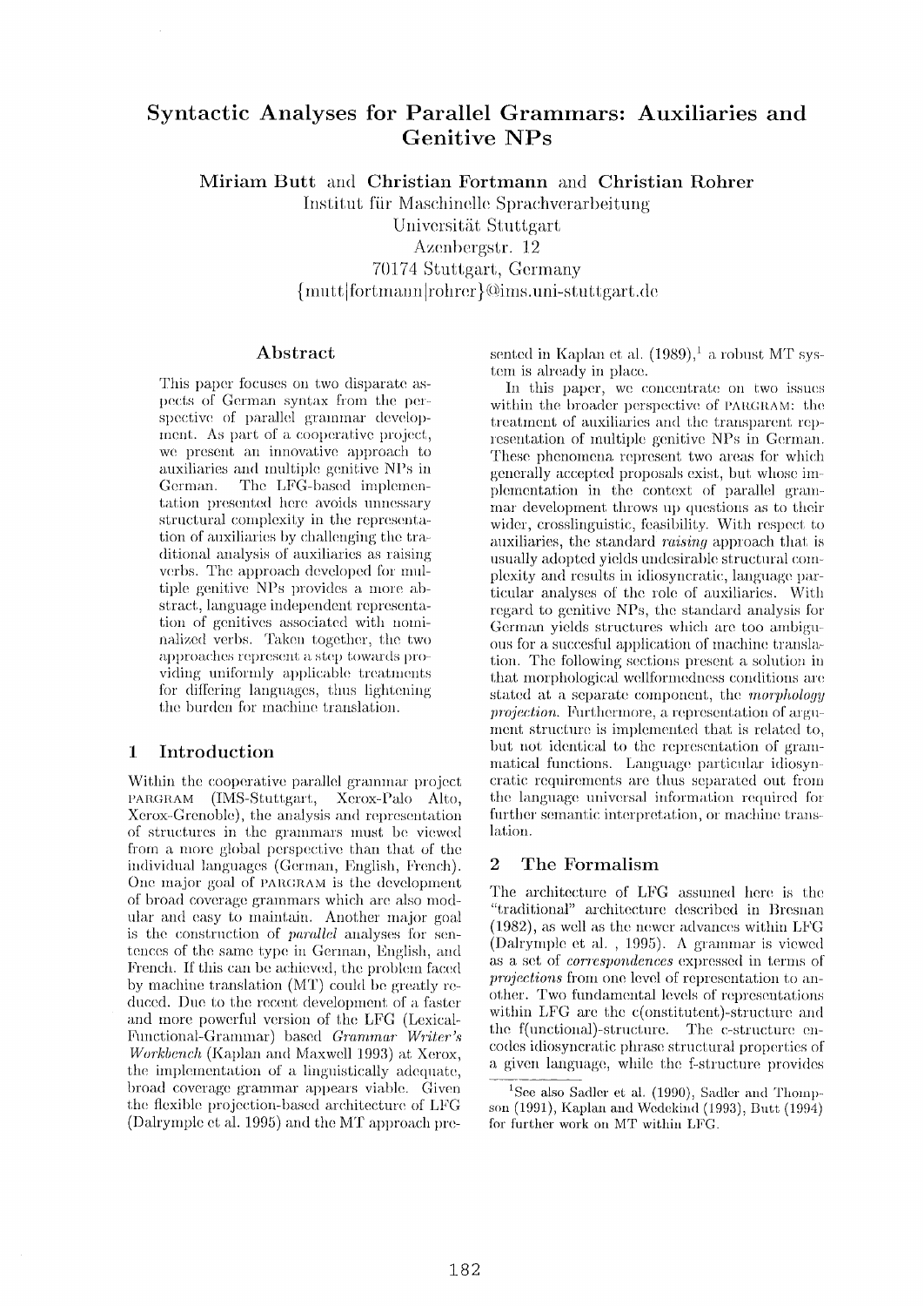# Syntactic Analyses for Parallel Grammars: Auxiliaries and Genitive NPs

**Miriam Butt** and **Christian Fortmann** and **Christian Rohrer**

Institut für Maschinelle Sprachverarbeitung
Universität Stuttgart
Azenbergstr. 12
70174 Stuttgart, Germany
{mutt|fortmann|rohrer}@ims.uni-stuttgart.de

## Abstract

This paper focuses on two disparate aspects of German syntax from the perspective of parallel grammar development. As part of a cooperative project, we present an innovative approach to auxiliaries and multiple genitive NPs in German. The LFG-based implementation presented here avoids unnessary structural complexity in the representation of auxiliaries by challenging the traditional analysis of auxiliaries as raising verbs. The approach developed for multiple genitive NPs provides a more abstract, language independent representation of genitives associated with nominalized verbs. Taken together, the two approaches represent a step towards providing uniformly applicable treatments for differing languages, thus lightening the burden for machine translation.

## 1 Introduction

Within the cooperative parallel grammar project PARGRAM (IMS-Stuttgart, Xerox-Palo Alto, Xerox-Grenoble), the analysis and representation of structures in the grammars must be viewed from a more global perspective than that of the individual languages (German, English, French). One major goal of PARGRAM is the development of broad coverage grammars which are also modular and easy to maintain. Another major goal is the construction of *parallel* analyses for sentences of the same type in German, English, and French. If this can be achieved, the problem faced by machine translation (MT) could be greatly reduced. Due to the recent development of a faster and more powerful version of the LFG (Lexical-Functional-Grammar) based *Grammar Writer's Workbench* (Kaplan and Maxwell 1993) at Xerox, the implementation of a linguistically adequate, broad coverage grammar appears viable. Given the flexible projection-based architecture of LFG (Dalrymple et al. 1995) and the MT approach presented in Kaplan et al. (1989),[1] a robust MT system is already in place.

In this paper, we concentrate on two issues within the broader perspective of PARGRAM: the treatment of auxiliaries and the transparent representation of multiple genitive NPs in German. These phenomena represent two areas for which generally accepted proposals exist, but whose implementation in the context of parallel grammar development throws up questions as to their wider, crosslinguistic, feasibility. With respect to auxiliaries, the standard *raising* approach that is usually adopted yields undesirable structural complexity and results in idiosyncratic, language particular analyses of the role of auxiliaries. With regard to genitive NPs, the standard analysis for German yields structures which are too ambiguous for a succesful application of machine translation. The following sections present a solution in that morphological wellformedness conditions are stated at a separate component, the *morphology projection*. Furthermore, a representation of argument structure is implemented that is related to, but not identical to the representation of grammatical functions. Language particular idiosyncratic requirements are thus separated out from the language universal information required for further semantic interpretation, or machine translation.

## 2 The Formalism

The architecture of LFG assumed here is the "traditional" architecture described in Bresnan (1982), as well as the newer advances within LFG (Dalrymple et al. , 1995). A grammar is viewed as a set of *correspondences* expressed in terms of *projections* from one level of representation to another. Two fundamental levels of representations within LFG are the c(onstitutent)-structure and the f(unctional)-structure. The c-structure encodes idiosyncratic phrase structural properties of a given language, while the f-structure provides

[1] See also Sadler et al. (1990), Sadler and Thompson (1991), Kaplan and Wedekind (1993), Butt (1994) for further work on MT within LFG.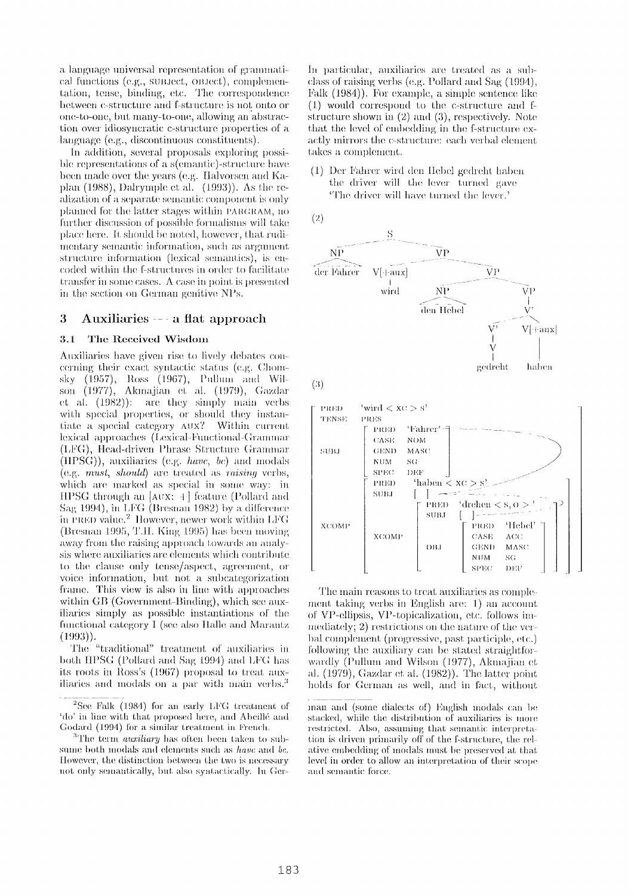a language universal representation of grammatical functions (e.g., SUBJECT, OBJECT), complementation, tense, binding, etc. The correspondence between c-structure and f-structure is not onto or one-to-one, but many-to-one, allowing an abstraction over idiosyncratic c-structure properties of a language (e.g., discontinuous constituents).

In addition, several proposals exploring possible representations of a s(emantic)-structure have been made over the years (e.g. Halvorsen and Kaplan (1988), Dalrymple et al. (1993)). As the realization of a separate semantic component is only planned for the latter stages within PARGRAM, no further discussion of possible formalisms will take place here. It should be noted, however, that rudimentary semantic information, such as argument structure information (lexical semantics), is encoded within the f-structures in order to facilitate transfer in some cases. A case in point is presented in the section on German genitive NPs.

## 3 Auxiliaries — a flat approach

### 3.1 The Received Wisdom

Auxiliaries have given rise to lively debates concerning their exact syntactic status (e.g. Chomsky (1957), Ross (1967), Pullum and Wilson (1977), Akmajian et al. (1979), Gazdar et al. (1982)): are they simply main verbs with special properties, or should they instantiate a special category AUX? Within current lexical approaches (Lexical-Functional-Grammar (LFG), Head-driven Phrase Structure Grammar (HPSG)), auxiliaries (e.g. *have*, *be*) and modals (e.g. *must*, *should*) are treated as *raising* verbs, which are marked as special in some way: in HPSG through an [AUX: +] feature (Pollard and Sag 1994), in LFG (Bresnan 1982) by a difference in PRED value.[2] However, newer work within LFG (Bresnan 1995, T.H. King 1995) has been moving away from the raising approach towards an analysis where auxiliaries are elements which contribute to the clause only tense/aspect, agreement, or voice information, but not a subcategorization frame. This view is also in line with approaches within GB (Government-Binding), which see auxiliaries simply as possible instantiations of the functional category I (see also Halle and Marantz (1993)).

The "traditional" treatment of auxiliaries in both HPSG (Pollard and Sag 1994) and LFG has its roots in Ross's (1967) proposal to treat auxiliaries and modals on a par with main verbs.[3] In particular, auxiliaries are treated as a subclass of raising verbs (e.g. Pollard and Sag (1994), Falk (1984)). For example, a simple sentence like (1) would correspond to the c-structure and f-structure shown in (2) and (3), respectively. Note that the level of embedding in the f-structure exactly mirrors the c-structure: each verbal element takes a complement.

(1) Der Fahrer wird den Hebel gedreht haben
the driver will the lever turned gave
'The driver will have turned the lever.'

(2)

```
[S [NP der Fahrer]
   [VP [V[+aux] wird]
       [VP [NP den Hebel]
           [VP [V' [V' [V gedreht]] [V[+aux] haben]]]]]]
```

(3)

```
[ PRED   'wird < XC > S'
  TENSE  PRES
  SUBJ   [ PRED 'Fahrer'
           CASE NOM
           GEND MASC
           NUM  SG
           SPEC DEF ]
  XCOMP  [ PRED  'haben < XC > S'
           SUBJ  [ ]
           XCOMP [ PRED 'drehen < S, O >'
                   SUBJ [ ]
                   OBJ  [ PRED 'Hebel'
                          CASE ACC
                          GEND MASC
                          NUM  SG
                          SPEC DEF ] ] ] ]
```

The main reasons to treat auxiliaries as complement taking verbs in English are: 1) an account of VP-ellipsis, VP-topicalization, etc. follows immediately; 2) restrictions on the nature of the verbal complement (progressive, past participle, etc.) following the auxiliary can be stated straightforwardly (Pullum and Wilson (1977), Akmajian et al. (1979), Gazdar et al. (1982)). The latter point holds for German as well, and in fact, without

---

[2] See Falk (1984) for an early LFG treatment of 'do' in line with that proposed here, and Abeillé and Godard (1994) for a similar treatment in French.

[3] The term *auxiliary* has often been taken to subsume both modals and elements such as *have* and *be*. However, the distinction between the two is necessary not only semantically, but also syntactically. In German and (some dialects of) English modals can be stacked, while the distribution of auxiliaries is more restricted. Also, assuming that semantic interpretation is driven primarily off of the f-structure, the relative embedding of modals must be preserved at that level in order to allow an interpretation of their scope and semantic force.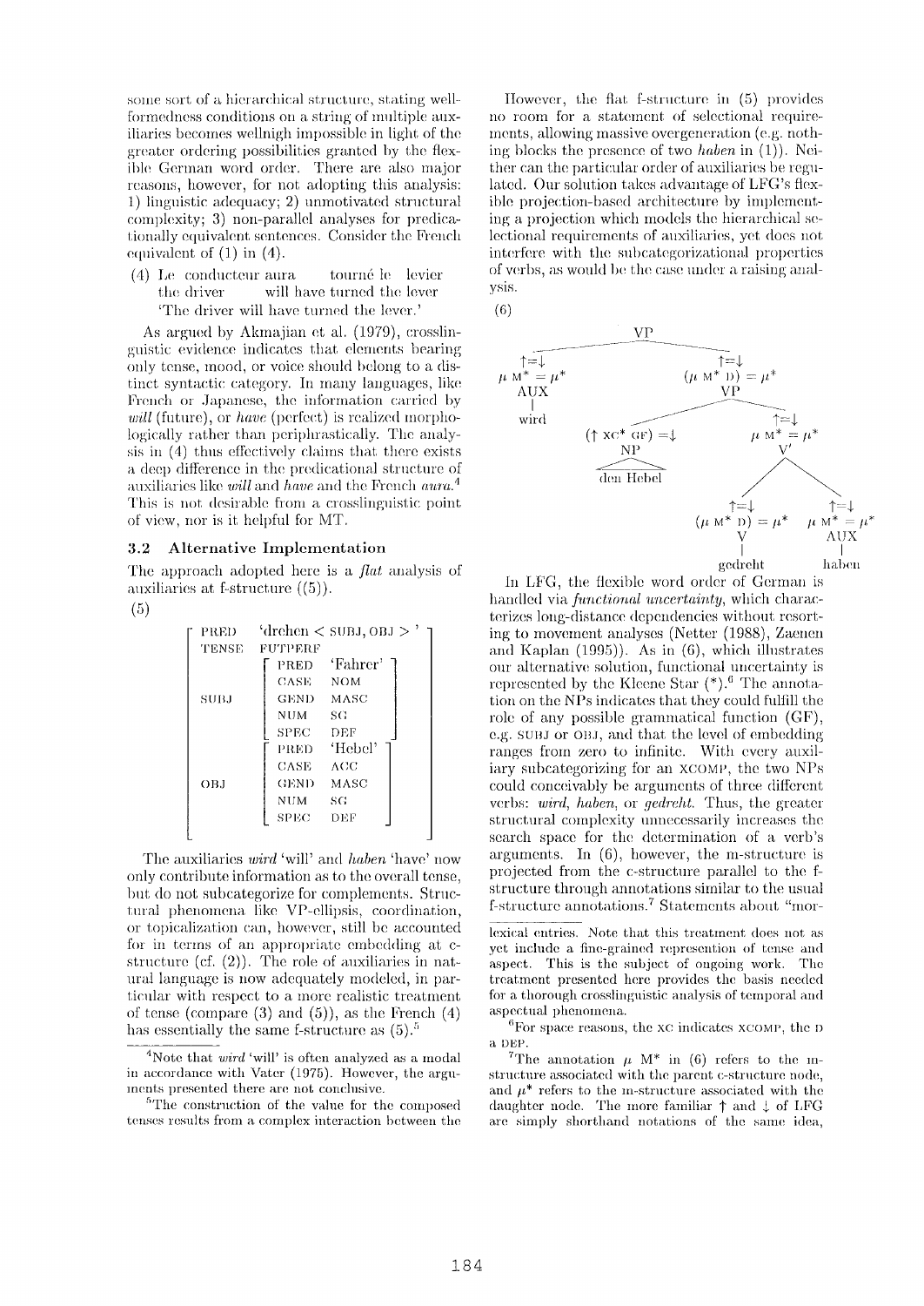some sort of a hierarchical structure, stating well-formedness conditions on a string of multiple auxiliaries becomes wellnigh impossible in light of the greater ordering possibilities granted by the flexible German word order. There are also major reasons, however, for not adopting this analysis: 1) linguistic adequacy; 2) unmotivated structural complexity; 3) non-parallel analyses for predicationally equivalent sentences. Consider the French equivalent of (1) in (4).

(4) Le conducteur aura tourné le levier
the driver will have turned the lever
'The driver will have turned the lever.'

As argued by Akmajian et al. (1979), crosslinguistic evidence indicates that elements bearing only tense, mood, or voice should belong to a distinct syntactic category. In many languages, like French or Japanese, the information carried by *will* (future), or *have* (perfect) is realized morphologically rather than periphrastically. The analysis in (4) thus effectively claims that there exists a deep difference in the predicational structure of auxiliaries like *will* and *have* and the French *aura*.[4] This is not desirable from a crosslinguistic point of view, nor is it helpful for MT.

### 3.2 Alternative Implementation

The approach adopted here is a *flat* analysis of auxiliaries at f-structure ((5)).

(5)

```
[ PRED   'drehen < SUBJ, OBJ > '
  TENSE  FUTPERF
  SUBJ   [ PRED  'Fahrer'
           CASE  NOM
           GEND  MASC
           NUM   SG
           SPEC  DEF ]
  OBJ    [ PRED  'Hebel'
           CASE  ACC
           GEND  MASC
           NUM   SG
           SPEC  DEF ] ]
```

The auxiliaries *wird* 'will' and *haben* 'have' now only contribute information as to the overall tense, but do not subcategorize for complements. Structural phenomena like VP-ellipsis, coordination, or topicalization can, however, still be accounted for in terms of an appropriate embedding at c-structure (cf. (2)). The role of auxiliaries in natural language is now adequately modeled, in particular with respect to a more realistic treatment of tense (compare (3) and (5)), as the French (4) has essentially the same f-structure as (5).[5]

However, the flat f-structure in (5) provides no room for a statement of selectional requirements, allowing massive overgeneration (e.g. nothing blocks the presence of two *haben* in (1)). Neither can the particular order of auxiliaries be regulated. Our solution takes advantage of LFG's flexible projection-based architecture by implementing a projection which models the hierarchical selectional requirements of auxiliaries, yet does not interfere with the subcategorizational properties of verbs, as would be the case under a raising analysis.

(6)

```
VP
├── ↑=↓, μ M* = μ*
│   AUX
│   └── wird
└── ↑=↓, (μ M* D) = μ*
    VP
    ├── (↑ XC* GF) =↓
    │   NP
    │   └── den Hebel
    └── ↑=↓, μ M* = μ*
        V'
        ├── ↑=↓, (μ M* D) = μ*
        │   V
        │   └── gedreht
        └── ↑=↓, μ M* = μ*
            AUX
            └── haben
```

In LFG, the flexible word order of German is handled via *functional uncertainty*, which characterizes long-distance dependencies without resorting to movement analyses (Netter (1988), Zaenen and Kaplan (1995)). As in (6), which illustrates our alternative solution, functional uncertainty is represented by the Kleene Star (*).[6] The annotation on the NPs indicates that they could fulfill the role of any possible grammatical function (GF), e.g. SUBJ or OBJ, and that the level of embedding ranges from zero to infinite. With every auxiliary subcategorizing for an XCOMP, the two NPs could conceivably be arguments of three different verbs: *wird*, *haben*, or *gedreht*. Thus, the greater structural complexity unnecessarily increases the search space for the determination of a verb's arguments. In (6), however, the m-structure is projected from the c-structure parallel to the f-structure through annotations similar to the usual f-structure annotations.[7] Statements about "mor-

---

[4] Note that *wird* 'will' is often analyzed as a modal in accordance with Vater (1975). However, the arguments presented there are not conclusive.

[5] The construction of the value for the composed tenses results from a complex interaction between the lexical entries. Note that this treatment does not as yet include a fine-grained representation of tense and aspect. This is the subject of ongoing work. The treatment presented here provides the basis needed for a thorough crosslinguistic analysis of temporal and aspectual phenomena.

[6] For space reasons, the XC indicates XCOMP, the D a DEP.

[7] The annotation $\mu$ M* in (6) refers to the m-structure associated with the parent c-structure node, and $\mu^*$ refers to the m-structure associated with the daughter node. The more familiar ↑ and ↓ of LFG are simply shorthand notations of the same idea,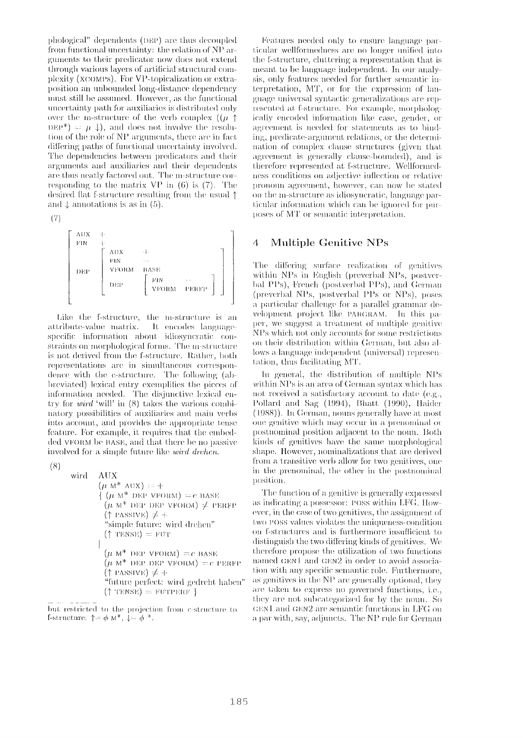phological" dependents (DEP) are thus decoupled from functional uncertainty: the relation of NP arguments to their predicator now does not extend through various layers of artificial structural complexity (XCOMPs). For VP-topicalization or extraposition an unbounded long-distance dependency must still be assumed. However, as the functional uncertainty path for auxiliaries is distributed only over the m-structure of the verb complex ($(\mu \uparrow$ DEP$^*) = \mu \downarrow)$, and does not involve the resolution of the role of NP arguments, there are in fact differing paths of functional uncertainty involved. The dependencies between predicators and their arguments and auxiliaries and their dependents are thus neatly factored out. The m-structure corresponding to the matrix VP in (6) is (7). The desired flat f-structure resulting from the usual $\uparrow$ and $\downarrow$ annotations is as in (5).

(7)

$$\begin{bmatrix} \text{AUX} & + \\ \text{FIN} & + \\ \text{DEP} & \begin{bmatrix} \text{AUX} & + \\ \text{FIN} & - \\ \text{VFORM} & \text{BASE} \\ \text{DEP} & \begin{bmatrix} \text{FIN} & - \\ \text{VFORM} & \text{PERFP} \end{bmatrix} \end{bmatrix} \end{bmatrix}$$

Like the f-structure, the m-structure is an attribute-value matrix. It encodes language-specific information about idiosyncratic constraints on morphological forms. The m-structure is not derived from the f-structure. Rather, both representations are in simultaneous correspondence with the c-structure. The following (abbreviated) lexical entry exemplifies the pieces of information needed. The disjunctive lexical entry for *wird* 'will' in (8) takes the various combinatory possibilities of auxiliaries and main verbs into account, and provides the appropriate tense feature. For example, it requires that the embedded VFORM be BASE, and that there be no passive involved for a simple future like *wird drehen*.

(8)

wird AUX
$(\mu$ M* AUX$) = +$
{ $(\mu$ M* DEP VFORM$) =_c$ BASE
$(\mu$ M* DEP DEP VFORM$) \neq$ PERFP
$(\uparrow$ PASSIVE$) \neq +$
"simple future: wird drehen"
$(\uparrow$ TENSE$) =$ FUT
|
$(\mu$ M* DEP VFORM$) =_c$ BASE
$(\mu$ M* DEP DEP VFORM$) =_c$ PERFP
$(\uparrow$ PASSIVE$) \neq +$
"future perfect: wird gedreht haben"
$(\uparrow$ TENSE$) =$ FUTPERF }

but restricted to the projection from c-structure to f-structure: $\uparrow = \phi$ M*, $\downarrow = \phi$ *.

Features needed only to ensure language particular wellformedness are no longer unified into the f-structure, cluttering a representation that is meant to be language independent. In our analysis, only features needed for further semantic interpretation, MT, or for the expression of language universal syntactic generalizations are represented at f-structure. For example, morphologically encoded information like case, gender, or agreement is needed for statements as to binding, predicate-argument relations, or the determination of complex clause structures (given that agreement is generally clause-bounded), and is therefore represented at f-structure. Wellformedness conditions on adjective inflection or relative pronoun agreement, however, can now be stated on the m-structure as idiosyncratic, language particular information which can be ignored for purposes of MT or semantic interpretation.

## 4 Multiple Genitive NPs

The differing surface realization of genitives within NPs in English (preverbal NPs, postverbal PPs), French (postverbal PPs), and German (preverbal NPs, postverbal PPs or NPs), poses a particular challenge for a parallel grammar development project like PARGRAM. In this paper, we suggest a treatment of multiple genitive NPs which not only accounts for some restrictions on their distribution within German, but also allows a language independent (universal) representation, thus facilitating MT.

In general, the distribution of multiple NPs within NPs is an area of German syntax which has not received a satisfactory account to date (e.g., Pollard and Sag (1994), Bhatt (1990), Haider (1988)). In German, nouns generally have at most one genitive which may occur in a prenominal or postnominal position adjacent to the noun. Both kinds of genitives have the same morphological shape. However, nominalizations that are derived from a transitive verb allow for two genitives, one in the prenominal, the other in the postnominal position.

The function of a genitive is generally expressed as indicating a possessor: POSS within LFG. However, in the case of two genitives, the assignment of two POSS values violates the uniqueness-condition on f-structures and is furthermore insufficient to distinguish the two differing kinds of genitives. We therefore propose the utilization of two functions named GEN1 and GEN2 in order to avoid association with any specific semantic role. Furthermore, as genitives in the NP are generally optional, they are taken to express no governed functions, i.e., they are not subcategorized for by the noun. So GEN1 and GEN2 are semantic functions in LFG on a par with, say, adjuncts. The NP rule for German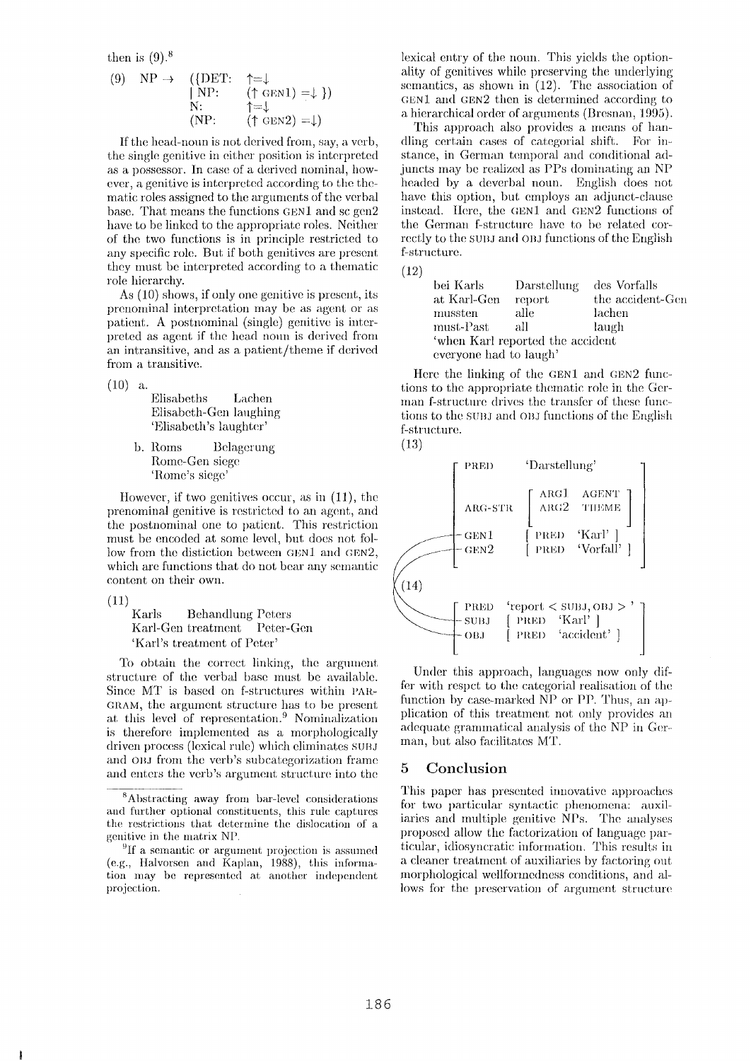then is (9).[8]

```
(9)  NP →  ({DET:  ↑=↓
            | NP:   (↑ GEN1) =↓ })
            N:      ↑=↓
            (NP:    (↑ GEN2) =↓)
```

If the head-noun is not derived from, say, a verb, the single genitive in either position is interpreted as a possessor. In case of a derived nominal, however, a genitive is interpreted according to the thematic roles assigned to the arguments of the verbal base. That means the functions GEN1 and sc gen2 have to be linked to the appropriate roles. Neither of the two functions is in principle restricted to any specific role. But if both genitives are present they must be interpreted according to a thematic role hierarchy.

As (10) shows, if only one genitive is present, its prenominal interpretation may be as agent or as patient. A postnominal (single) genitive is interpreted as agent if the head noun is derived from an intransitive, and as a patient/theme if derived from a transitive.

(10) a.
Elisabeths  Lachen
Elisabeth-Gen laughing
'Elisabeth's laughter'

b. Roms  Belagerung
Rome-Gen siege
'Rome's siege'

However, if two genitives occur, as in (11), the prenominal genitive is restricted to an agent, and the postnominal one to patient. This restriction must be encoded at some level, but does not follow from the distiction between GEN1 and GEN2, which are functions that do not bear any semantic content on their own.

(11)
Karls  Behandlung Peters
Karl-Gen treatment  Peter-Gen
'Karl's treatment of Peter'

To obtain the correct linking, the argument structure of the verbal base must be available. Since MT is based on f-structures within PARGRAM, the argument structure has to be present at this level of representation.[9] Nominalization is therefore implemented as a morphologically driven process (lexical rule) which eliminates SUBJ and OBJ from the verb's subcategorization frame and enters the verb's argument structure into the lexical entry of the noun. This yields the optionality of genitives while preserving the underlying semantics, as shown in (12). The association of GEN1 and GEN2 then is determined according to a hierarchical order of arguments (Bresnan, 1995).

This approach also provides a means of handling certain cases of categorial shift. For instance, in German temporal and conditional adjuncts may be realized as PPs dominating an NP headed by a deverbal noun. English does not have this option, but employs an adjunct-clause instead. Here, the GEN1 and GEN2 functions of the German f-structure have to be related correctly to the SUBJ and OBJ functions of the English f-structure.

(12)
bei Karls  Darstellung  des Vorfalls
at Karl-Gen  report  the accident-Gen
mussten  alle  lachen
must-Past  all  laugh
'when Karl reported the accident everyone had to laugh'

Here the linking of the GEN1 and GEN2 functions to the appropriate thematic role in the German f-structure drives the transfer of these functions to the SUBJ and OBJ functions of the English f-structure.

(13)

```
[ PRED      'Darstellung'
  ARG-STR   [ ARG1  AGENT
              ARG2  THEME ]
  GEN1      [ PRED  'Karl' ]
  GEN2      [ PRED  'Vorfall' ] ]
```

(14)

```
[ PRED  'report < SUBJ, OBJ > '
  SUBJ  [ PRED  'Karl' ]
  OBJ   [ PRED  'accident' ] ]
```

Under this approach, languages now only differ with respect to the categorial realisation of the function by case-marked NP or PP. Thus, an application of this treatment not only provides an adequate grammatical analysis of the NP in German, but also facilitates MT.

## 5 Conclusion

This paper has presented innovative approaches for two particular syntactic phenomena: auxiliaries and multiple genitive NPs. The analyses proposed allow the factorization of language particular, idiosyncratic information. This results in a cleaner treatment of auxiliaries by factoring out morphological wellformedness conditions, and allows for the preservation of argument structure

---

[8] Abstracting away from bar-level considerations and further optional constituents, this rule captures the restrictions that determine the dislocation of a genitive in the matrix NP.

[9] If a semantic or argument projection is assumed (e.g., Halvorsen and Kaplan, 1988), this information may be represented at another independent projection.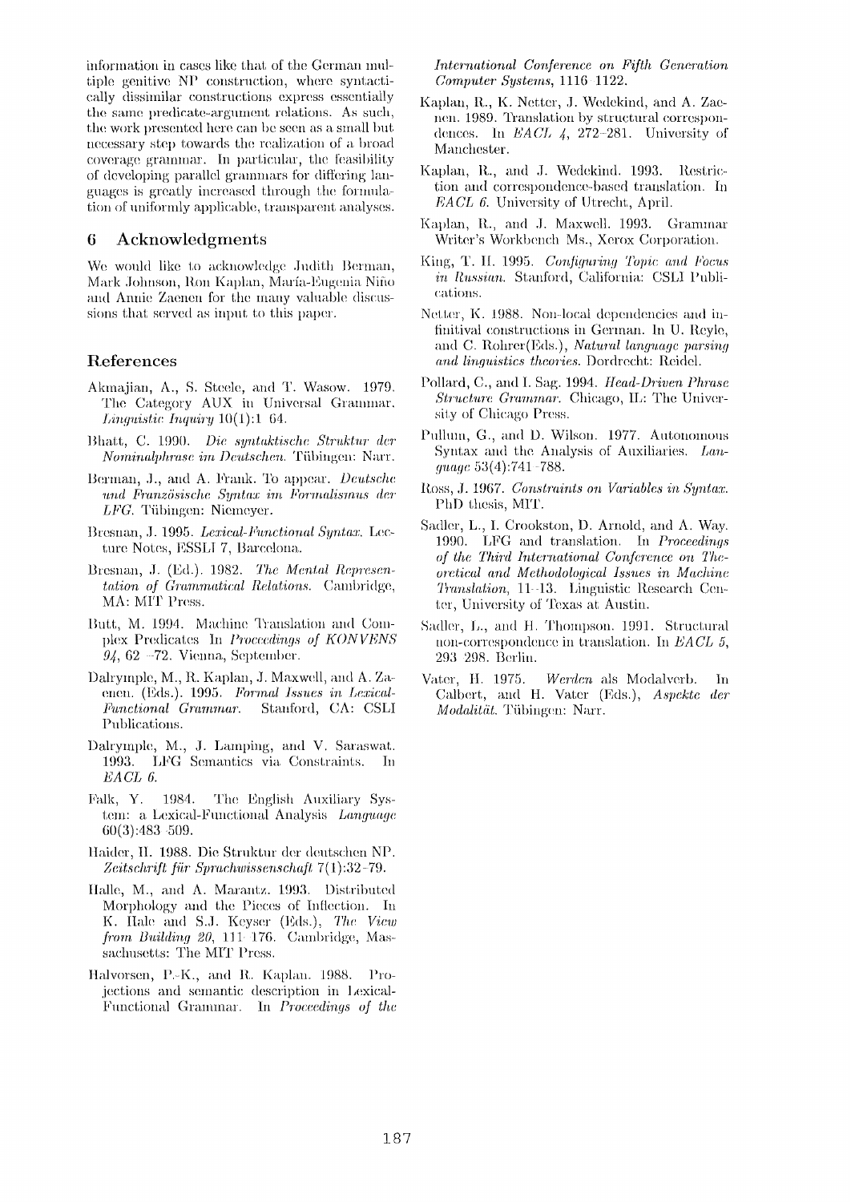information in cases like that of the German multiple genitive NP construction, where syntactically dissimilar constructions express essentially the same predicate-argument relations. As such, the work presented here can be seen as a small but necessary step towards the realization of a broad coverage grammar. In particular, the feasibility of developing parallel grammars for differing languages is greatly increased through the formulation of uniformly applicable, transparent analyses.

## 6 Acknowledgments

We would like to acknowledge Judith Berman, Mark Johnson, Ron Kaplan, María-Eugenia Niño and Annie Zaenen for the many valuable discussions that served as input to this paper.

## References

Akmajian, A., S. Steele, and T. Wasow. 1979. The Category AUX in Universal Grammar. *Linguistic Inquiry* 10(1):1–64.

Bhatt, C. 1990. *Die syntaktische Struktur der Nominalphrase im Deutschen*. Tübingen: Narr.

Berman, J., and A. Frank. To appear. *Deutsche und Französische Syntax im Formalismus der LFG*. Tübingen: Niemeyer.

Bresnan, J. 1995. *Lexical-Functional Syntax*. Lecture Notes, ESSLI 7, Barcelona.

Bresnan, J. (Ed.). 1982. *The Mental Representation of Grammatical Relations*. Cambridge, MA: MIT Press.

Butt, M. 1994. Machine Translation and Complex Predicates In *Proceedings of KONVENS 94*, 62–72. Vienna, September.

Dalrymple, M., R. Kaplan, J. Maxwell, and A. Zaenen. (Eds.). 1995. *Formal Issues in Lexical-Functional Grammar*. Stanford, CA: CSLI Publications.

Dalrymple, M., J. Lamping, and V. Saraswat. 1993. LFG Semantics via Constraints. In *EACL 6*.

Falk, Y. 1984. The English Auxiliary System: a Lexical-Functional Analysis *Language* 60(3):483–509.

Haider, H. 1988. Die Struktur der deutschen NP. *Zeitschrift für Sprachwissenschaft* 7(1):32–79.

Halle, M., and A. Marantz. 1993. Distributed Morphology and the Pieces of Inflection. In K. Hale and S.J. Keyser (Eds.), *The View from Building 20*, 111–176. Cambridge, Massachusetts: The MIT Press.

Halvorsen, P.-K., and R. Kaplan. 1988. Projections and semantic description in Lexical-Functional Grammar. In *Proceedings of the International Conference on Fifth Generation Computer Systems*, 1116–1122.

Kaplan, R., K. Netter, J. Wedekind, and A. Zaenen. 1989. Translation by structural correspondences. In *EACL 4*, 272–281. University of Manchester.

Kaplan, R., and J. Wedekind. 1993. Restriction and correspondence-based translation. In *EACL 6*. University of Utrecht, April.

Kaplan, R., and J. Maxwell. 1993. Grammar Writer's Workbench Ms., Xerox Corporation.

King, T. H. 1995. *Configuring Topic and Focus in Russian*. Stanford, California: CSLI Publications.

Netter, K. 1988. Non-local dependencies and infinitival constructions in German. In U. Reyle, and C. Rohrer(Eds.), *Natural language parsing and linguistics theories*. Dordrecht: Reidel.

Pollard, C., and I. Sag. 1994. *Head-Driven Phrase Structure Grammar*. Chicago, IL: The University of Chicago Press.

Pullum, G., and D. Wilson. 1977. Autonomous Syntax and the Analysis of Auxiliaries. *Language* 53(4):741–788.

Ross, J. 1967. *Constraints on Variables in Syntax*. PhD thesis, MIT.

Sadler, L., I. Crookston, D. Arnold, and A. Way. 1990. LFG and translation. In *Proceedings of the Third International Conference on Theoretical and Methodological Issues in Machine Translation*, 11–13. Linguistic Research Center, University of Texas at Austin.

Sadler, L., and H. Thompson. 1991. Structural non-correspondence in translation. In *EACL 5*, 293–298. Berlin.

Vater, H. 1975. *Werden* als Modalverb. In Calbert, and H. Vater (Eds.), *Aspekte der Modalität*. Tübingen: Narr.